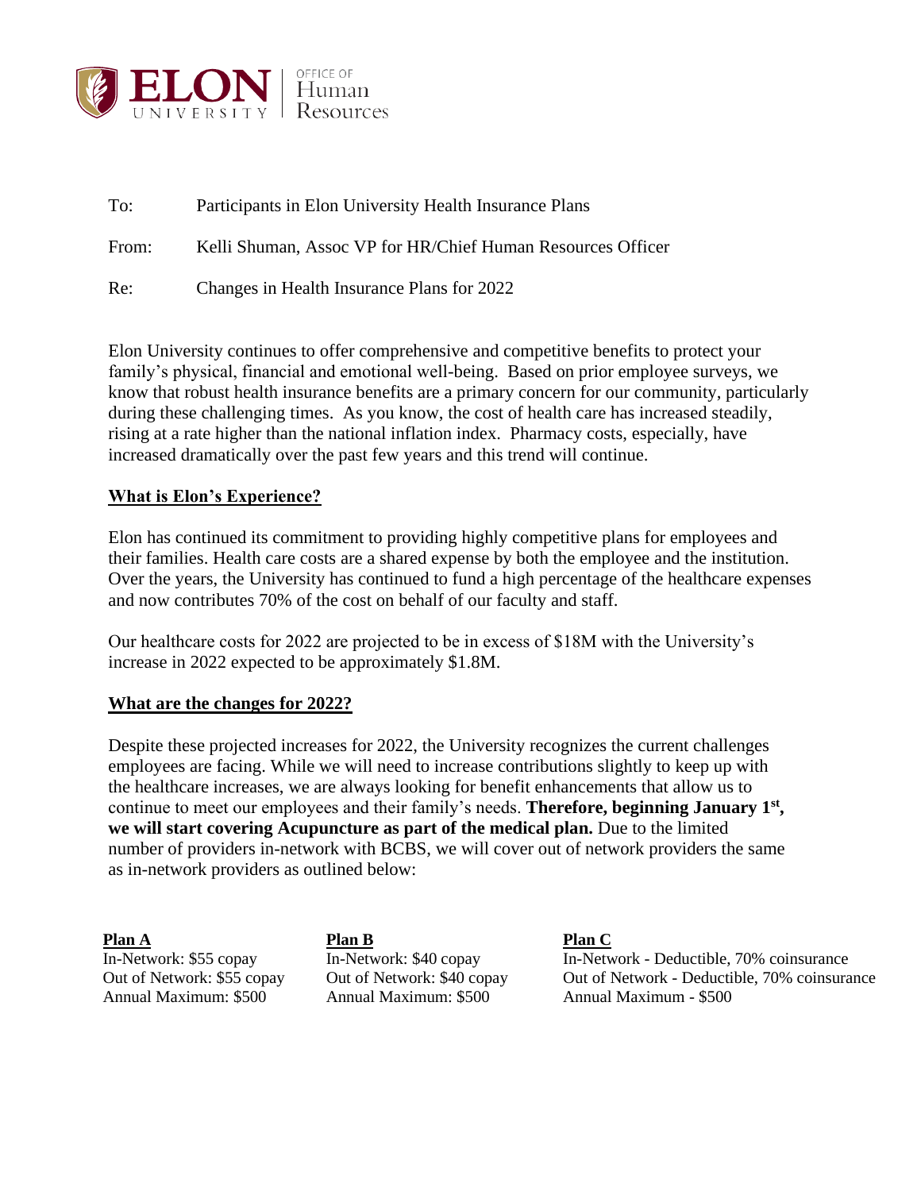ELON UNIVERSITY | OFFICE OF Human Resources

To: Participants in Elon University Health Insurance Plans

From: Kelli Shuman, Assoc VP for HR/Chief Human Resources Officer

Re: Changes in Health Insurance Plans for 2022

Elon University continues to offer comprehensive and competitive benefits to protect your family's physical, financial and emotional well-being. Based on prior employee surveys, we know that robust health insurance benefits are a primary concern for our community, particularly during these challenging times. As you know, the cost of health care has increased steadily, rising at a rate higher than the national inflation index. Pharmacy costs, especially, have increased dramatically over the past few years and this trend will continue.

## What is Elon's Experience?

Elon has continued its commitment to providing highly competitive plans for employees and their families. Health care costs are a shared expense by both the employee and the institution. Over the years, the University has continued to fund a high percentage of the healthcare expenses and now contributes 70% of the cost on behalf of our faculty and staff.

Our healthcare costs for 2022 are projected to be in excess of $18M with the University's increase in 2022 expected to be approximately $1.8M.

## What are the changes for 2022?

Despite these projected increases for 2022, the University recognizes the current challenges employees are facing. While we will need to increase contributions slightly to keep up with the healthcare increases, we are always looking for benefit enhancements that allow us to continue to meet our employees and their family's needs. **Therefore, beginning January 1st, we will start covering Acupuncture as part of the medical plan.** Due to the limited number of providers in-network with BCBS, we will cover out of network providers the same as in-network providers as outlined below:

**Plan A**
In-Network: $55 copay
Out of Network: $55 copay
Annual Maximum: $500

**Plan B**
In-Network: $40 copay
Out of Network: $40 copay
Annual Maximum: $500

**Plan C**
In-Network - Deductible, 70% coinsurance
Out of Network - Deductible, 70% coinsurance
Annual Maximum - $500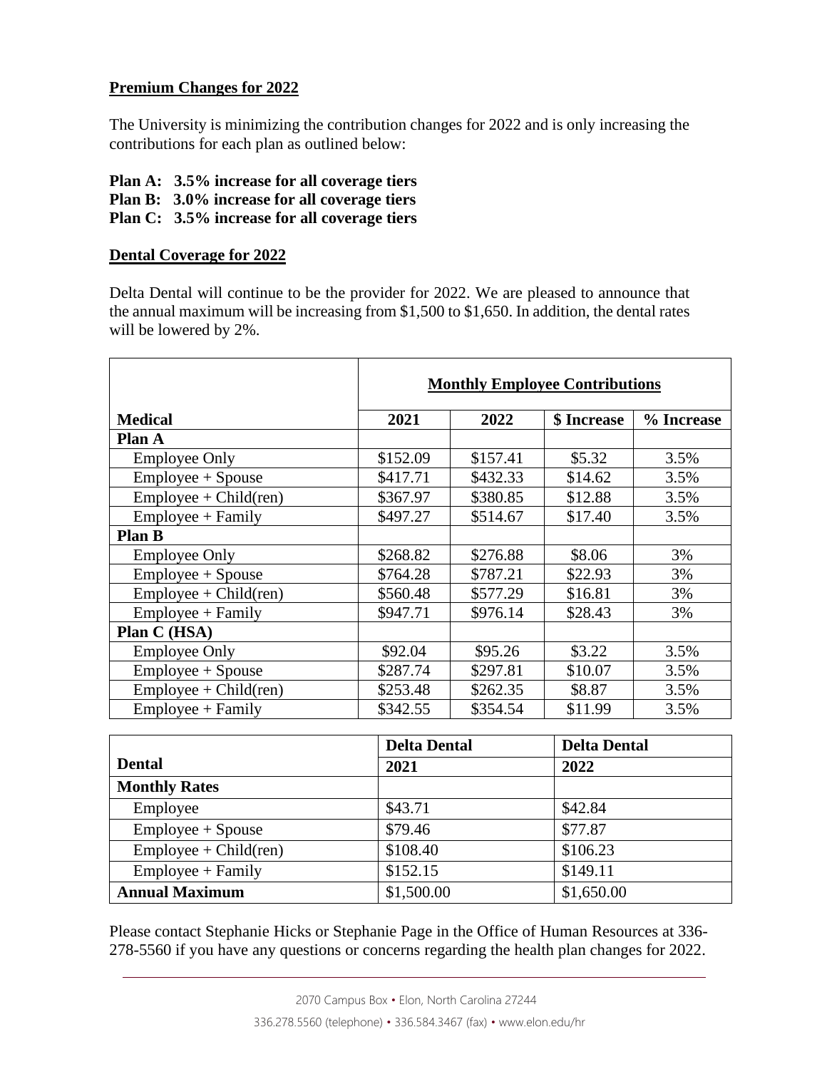**Premium Changes for 2022**

The University is minimizing the contribution changes for 2022 and is only increasing the contributions for each plan as outlined below:

**Plan A: 3.5% increase for all coverage tiers**
**Plan B: 3.0% increase for all coverage tiers**
**Plan C: 3.5% increase for all coverage tiers**

**Dental Coverage for 2022**

Delta Dental will continue to be the provider for 2022. We are pleased to announce that the annual maximum will be increasing from $1,500 to $1,650. In addition, the dental rates will be lowered by 2%.

| | Monthly Employee Contributions | | | |
|---|---|---|---|---|
| **Medical** | **2021** | **2022** | **$ Increase** | **% Increase** |
| **Plan A** | | | | |
| Employee Only | $152.09 | $157.41 | $5.32 | 3.5% |
| Employee + Spouse | $417.71 | $432.33 | $14.62 | 3.5% |
| Employee + Child(ren) | $367.97 | $380.85 | $12.88 | 3.5% |
| Employee + Family | $497.27 | $514.67 | $17.40 | 3.5% |
| **Plan B** | | | | |
| Employee Only | $268.82 | $276.88 | $8.06 | 3% |
| Employee + Spouse | $764.28 | $787.21 | $22.93 | 3% |
| Employee + Child(ren) | $560.48 | $577.29 | $16.81 | 3% |
| Employee + Family | $947.71 | $976.14 | $28.43 | 3% |
| **Plan C (HSA)** | | | | |
| Employee Only | $92.04 | $95.26 | $3.22 | 3.5% |
| Employee + Spouse | $287.74 | $297.81 | $10.07 | 3.5% |
| Employee + Child(ren) | $253.48 | $262.35 | $8.87 | 3.5% |
| Employee + Family | $342.55 | $354.54 | $11.99 | 3.5% |

| | Delta Dental | Delta Dental |
|---|---|---|
| **Dental** | **2021** | **2022** |
| **Monthly Rates** | | |
| Employee | $43.71 | $42.84 |
| Employee + Spouse | $79.46 | $77.87 |
| Employee + Child(ren) | $108.40 | $106.23 |
| Employee + Family | $152.15 | $149.11 |
| **Annual Maximum** | $1,500.00 | $1,650.00 |

Please contact Stephanie Hicks or Stephanie Page in the Office of Human Resources at 336-278-5560 if you have any questions or concerns regarding the health plan changes for 2022.

2070 Campus Box • Elon, North Carolina 27244
336.278.5560 (telephone) • 336.584.3467 (fax) • www.elon.edu/hr